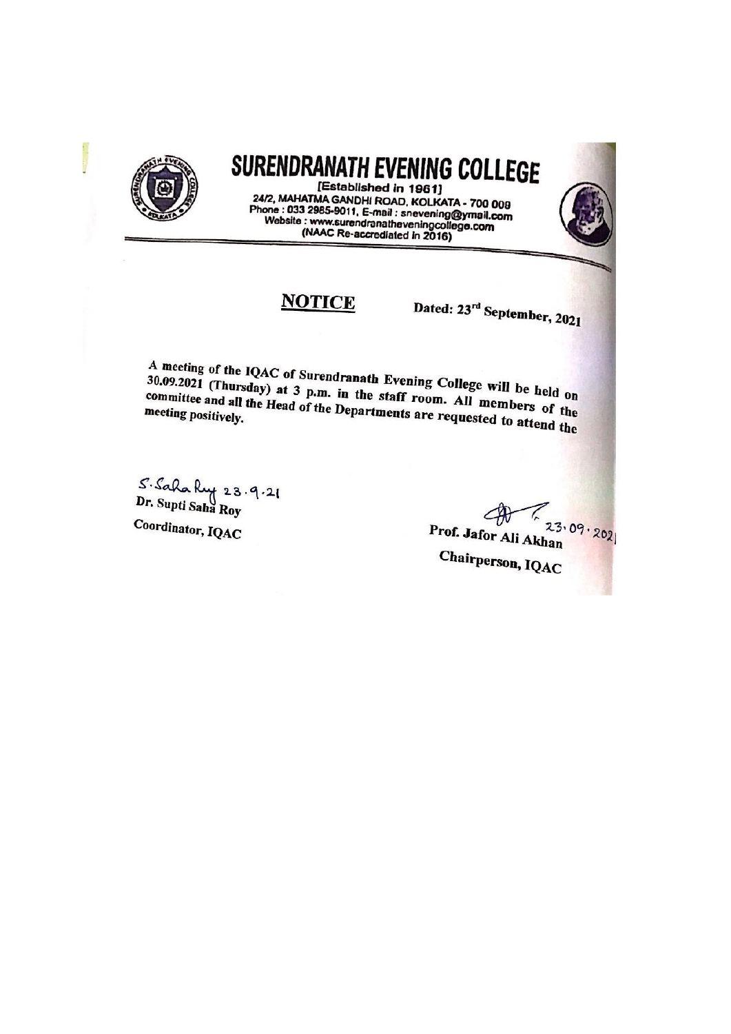# SURENDRANATH EVENING COLLEGE

[Established in 1961]

24/2, MAHATMA GANDHI ROAD, KOLKATA - 700 009
Phone : 033 2985-9011, E-mail : snevening@ymail.com
Website : www.surendranatheveningcollege.com
(NAAC Re-accrediated in 2016)

## NOTICE

Dated: 23rd September, 2021

A meeting of the IQAC of Surendranath Evening College will be held on 30.09.2021 (Thursday) at 3 p.m. in the staff room. All members of the committee and all the Head of the Departments are requested to attend the meeting positively.

S. Saha Roy 23.9.21
Dr. Supti Saha Roy
Coordinator, IQAC

23.09.2021
Prof. Jafor Ali Akhan
Chairperson, IQAC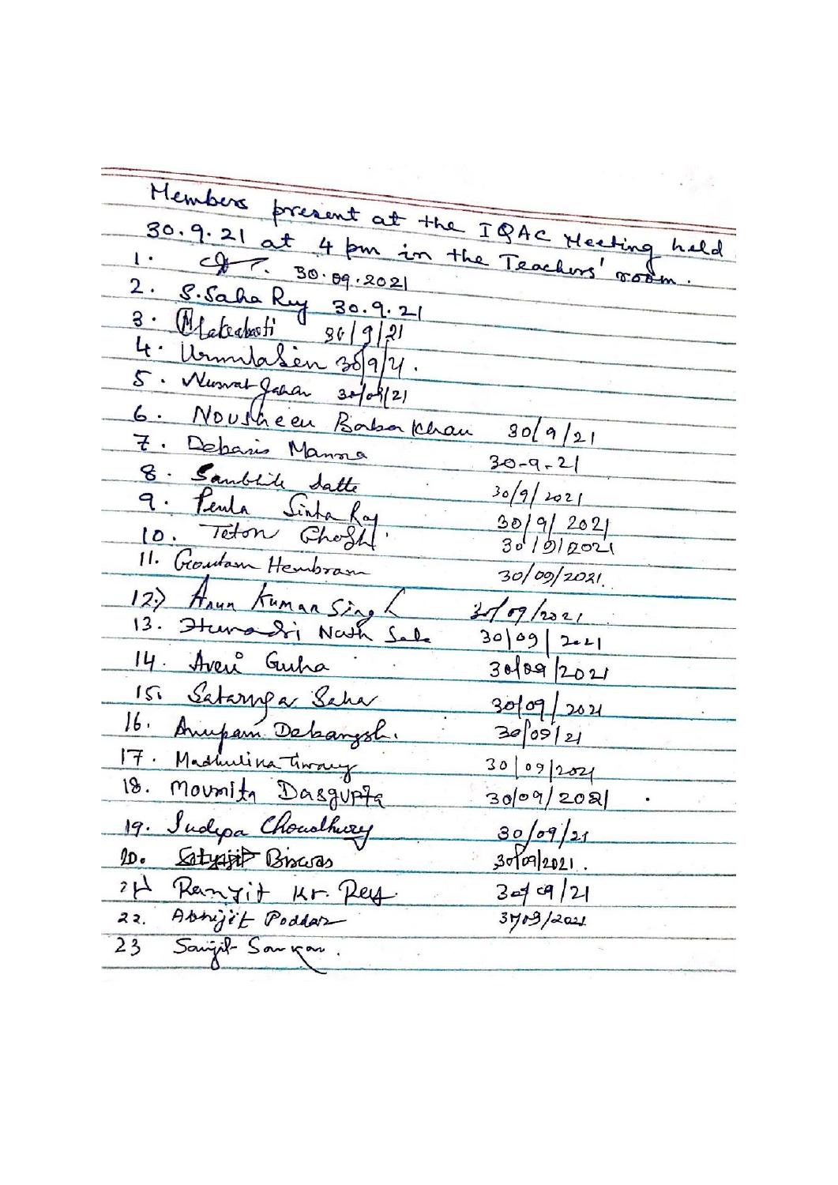Members present at the IQAC Meeting held 30.9.21 at 4 pm in the Teachers' room.

1. (signature) 30.09.2021
2. S. Saha Roy 30.9.21
3. M. Chakraborti 30/9/21
4. Urmila Sen 30/9/21.
5. Nusrat Jahan 30/09/21
6. Nousheen Baba Khan 30/9/21
7. Debasis Manna 30-9-21
8. Sambhik Datta 30/9/2021
9. Pertha Sinha Roy 30/9/2021
10. Teton Ghosh 30/9/2021
11. Gautam Hembram 30/09/2021.
12) Arun Kumar Singh 30/09/2021
13. Hemadri Nath Saha 30/09/2021
14. Aveek Guha 30/09/2021
15. Satarupa Saha 30/09/2021
16. Anupam Debangshi 30/09/21
17. Madhulina Tiwary 30/09/2021
18. Moumita Dasgupta 30/09/2021
19. Sudipa Choudhury 30/09/21
20. Satyajit Biswas 30/09/2021.
21. Ranjit Kr. Roy 30/09/21
22. Abhijit Poddar 30/09/2021
23. Saujit Sarkar.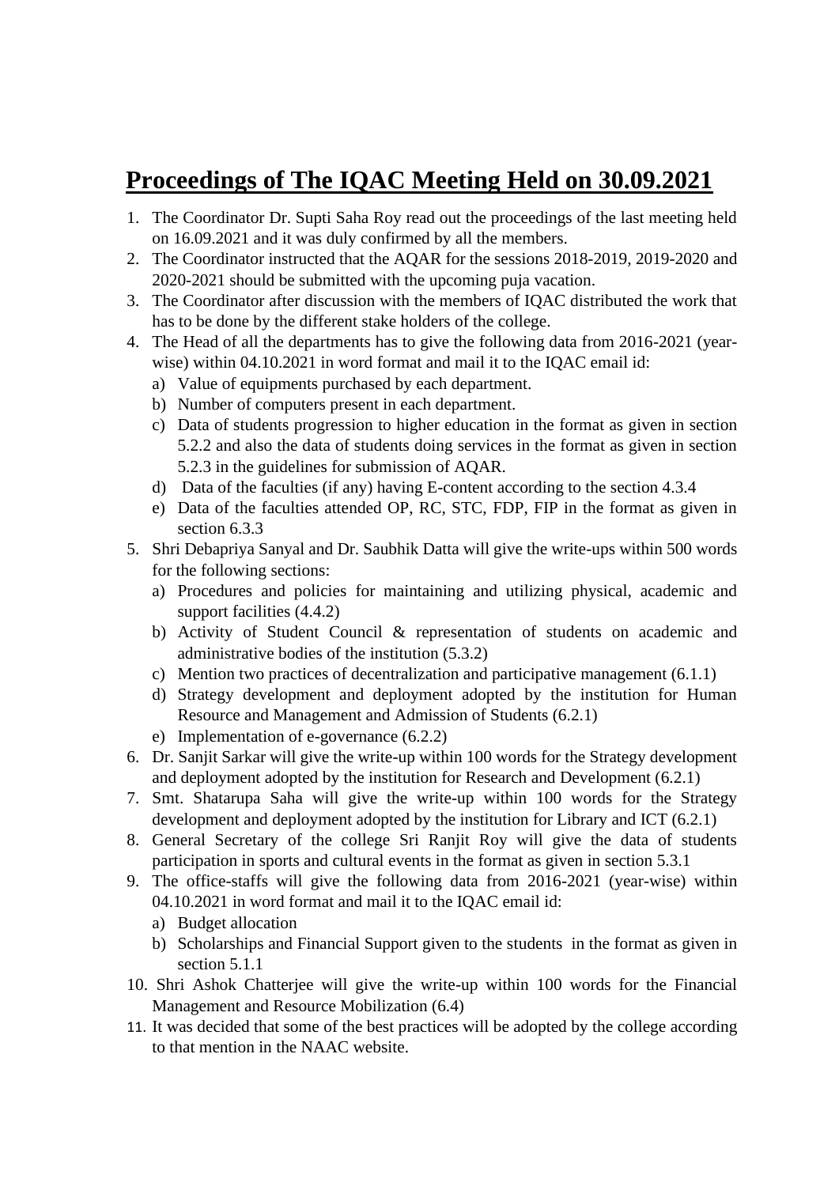# Proceedings of The IQAC Meeting Held on 30.09.2021

1. The Coordinator Dr. Supti Saha Roy read out the proceedings of the last meeting held on 16.09.2021 and it was duly confirmed by all the members.
2. The Coordinator instructed that the AQAR for the sessions 2018-2019, 2019-2020 and 2020-2021 should be submitted with the upcoming puja vacation.
3. The Coordinator after discussion with the members of IQAC distributed the work that has to be done by the different stake holders of the college.
4. The Head of all the departments has to give the following data from 2016-2021 (year-wise) within 04.10.2021 in word format and mail it to the IQAC email id:
   a) Value of equipments purchased by each department.
   b) Number of computers present in each department.
   c) Data of students progression to higher education in the format as given in section 5.2.2 and also the data of students doing services in the format as given in section 5.2.3 in the guidelines for submission of AQAR.
   d) Data of the faculties (if any) having E-content according to the section 4.3.4
   e) Data of the faculties attended OP, RC, STC, FDP, FIP in the format as given in section 6.3.3
5. Shri Debapriya Sanyal and Dr. Saubhik Datta will give the write-ups within 500 words for the following sections:
   a) Procedures and policies for maintaining and utilizing physical, academic and support facilities (4.4.2)
   b) Activity of Student Council & representation of students on academic and administrative bodies of the institution (5.3.2)
   c) Mention two practices of decentralization and participative management (6.1.1)
   d) Strategy development and deployment adopted by the institution for Human Resource and Management and Admission of Students (6.2.1)
   e) Implementation of e-governance (6.2.2)
6. Dr. Sanjit Sarkar will give the write-up within 100 words for the Strategy development and deployment adopted by the institution for Research and Development (6.2.1)
7. Smt. Shatarupa Saha will give the write-up within 100 words for the Strategy development and deployment adopted by the institution for Library and ICT (6.2.1)
8. General Secretary of the college Sri Ranjit Roy will give the data of students participation in sports and cultural events in the format as given in section 5.3.1
9. The office-staffs will give the following data from 2016-2021 (year-wise) within 04.10.2021 in word format and mail it to the IQAC email id:
   a) Budget allocation
   b) Scholarships and Financial Support given to the students in the format as given in section 5.1.1
10. Shri Ashok Chatterjee will give the write-up within 100 words for the Financial Management and Resource Mobilization (6.4)
11. It was decided that some of the best practices will be adopted by the college according to that mention in the NAAC website.